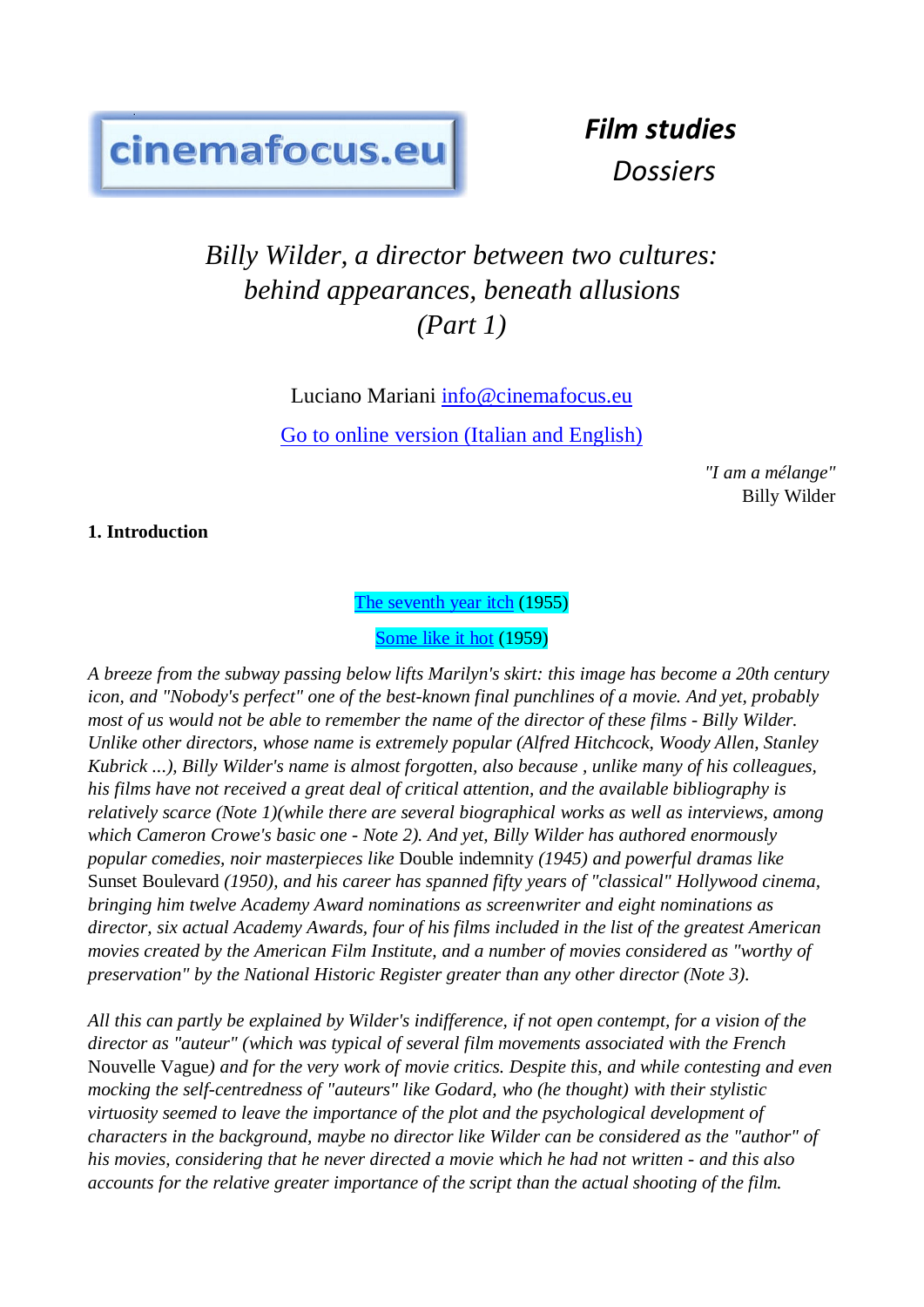cinemafocus.eu

**_Film studies_**
_Dossiers_

# _Billy Wilder, a director between two cultures: behind appearances, beneath allusions (Part 1)_

Luciano Mariani info@cinemafocus.eu

Go to online version (Italian and English)

_"I am a mélange"_
Billy Wilder

**1. Introduction**

The seventh year itch (1955)

Some like it hot (1959)

_A breeze from the subway passing below lifts Marilyn's skirt: this image has become a 20th century icon, and "Nobody's perfect" one of the best-known final punchlines of a movie. And yet, probably most of us would not be able to remember the name of the director of these films - Billy Wilder. Unlike other directors, whose name is extremely popular (Alfred Hitchcock, Woody Allen, Stanley Kubrick ...), Billy Wilder's name is almost forgotten, also because , unlike many of his colleagues, his films have not received a great deal of critical attention, and the available bibliography is relatively scarce (Note 1)(while there are several biographical works as well as interviews, among which Cameron Crowe's basic one - Note 2). And yet, Billy Wilder has authored enormously popular comedies, noir masterpieces like_ Double indemnity _(1945) and powerful dramas like_ Sunset Boulevard _(1950), and his career has spanned fifty years of "classical" Hollywood cinema, bringing him twelve Academy Award nominations as screenwriter and eight nominations as director, six actual Academy Awards, four of his films included in the list of the greatest American movies created by the American Film Institute, and a number of movies considered as "worthy of preservation" by the National Historic Register greater than any other director (Note 3)._

_All this can partly be explained by Wilder's indifference, if not open contempt, for a vision of the director as "auteur" (which was typical of several film movements associated with the French_ Nouvelle Vague_) and for the very work of movie critics. Despite this, and while contesting and even mocking the self-centredness of "auteurs" like Godard, who (he thought) with their stylistic virtuosity seemed to leave the importance of the plot and the psychological development of characters in the background, maybe no director like Wilder can be considered as the "author" of his movies, considering that he never directed a movie which he had not written - and this also accounts for the relative greater importance of the script than the actual shooting of the film._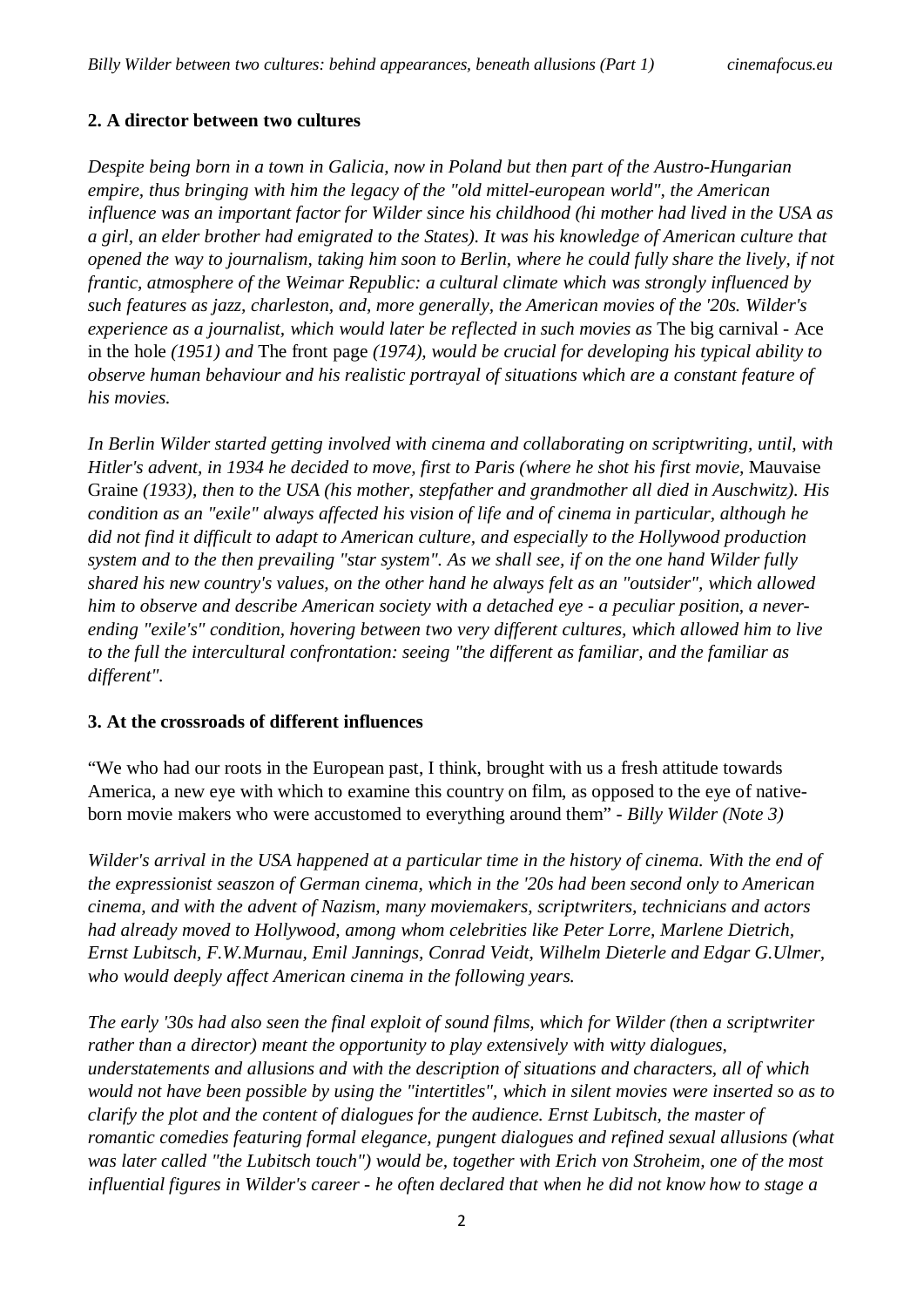## 2. A director between two cultures

*Despite being born in a town in Galicia, now in Poland but then part of the Austro-Hungarian empire, thus bringing with him the legacy of the "old mittel-european world", the American influence was an important factor for Wilder since his childhood (hi mother had lived in the USA as a girl, an elder brother had emigrated to the States). It was his knowledge of American culture that opened the way to journalism, taking him soon to Berlin, where he could fully share the lively, if not frantic, atmosphere of the Weimar Republic: a cultural climate which was strongly influenced by such features as jazz, charleston, and, more generally, the American movies of the '20s. Wilder's experience as a journalist, which would later be reflected in such movies as* The big carnival - Ace in the hole *(1951) and* The front page *(1974), would be crucial for developing his typical ability to observe human behaviour and his realistic portrayal of situations which are a constant feature of his movies.*

*In Berlin Wilder started getting involved with cinema and collaborating on scriptwriting, until, with Hitler's advent, in 1934 he decided to move, first to Paris (where he shot his first movie,* Mauvaise Graine *(1933), then to the USA (his mother, stepfather and grandmother all died in Auschwitz). His condition as an "exile" always affected his vision of life and of cinema in particular, although he did not find it difficult to adapt to American culture, and especially to the Hollywood production system and to the then prevailing "star system". As we shall see, if on the one hand Wilder fully shared his new country's values, on the other hand he always felt as an "outsider", which allowed him to observe and describe American society with a detached eye - a peculiar position, a never-ending "exile's" condition, hovering between two very different cultures, which allowed him to live to the full the intercultural confrontation: seeing "the different as familiar, and the familiar as different".*

## 3. At the crossroads of different influences

"We who had our roots in the European past, I think, brought with us a fresh attitude towards America, a new eye with which to examine this country on film, as opposed to the eye of native-born movie makers who were accustomed to everything around them" - *Billy Wilder (Note 3)*

*Wilder's arrival in the USA happened at a particular time in the history of cinema. With the end of the expressionist seaszon of German cinema, which in the '20s had been second only to American cinema, and with the advent of Nazism, many moviemakers, scriptwriters, technicians and actors had already moved to Hollywood, among whom celebrities like Peter Lorre, Marlene Dietrich, Ernst Lubitsch, F.W.Murnau, Emil Jannings, Conrad Veidt, Wilhelm Dieterle and Edgar G.Ulmer, who would deeply affect American cinema in the following years.*

*The early '30s had also seen the final exploit of sound films, which for Wilder (then a scriptwriter rather than a director) meant the opportunity to play extensively with witty dialogues, understatements and allusions and with the description of situations and characters, all of which would not have been possible by using the "intertitles", which in silent movies were inserted so as to clarify the plot and the content of dialogues for the audience. Ernst Lubitsch, the master of romantic comedies featuring formal elegance, pungent dialogues and refined sexual allusions (what was later called "the Lubitsch touch") would be, together with Erich von Stroheim, one of the most influential figures in Wilder's career - he often declared that when he did not know how to stage a*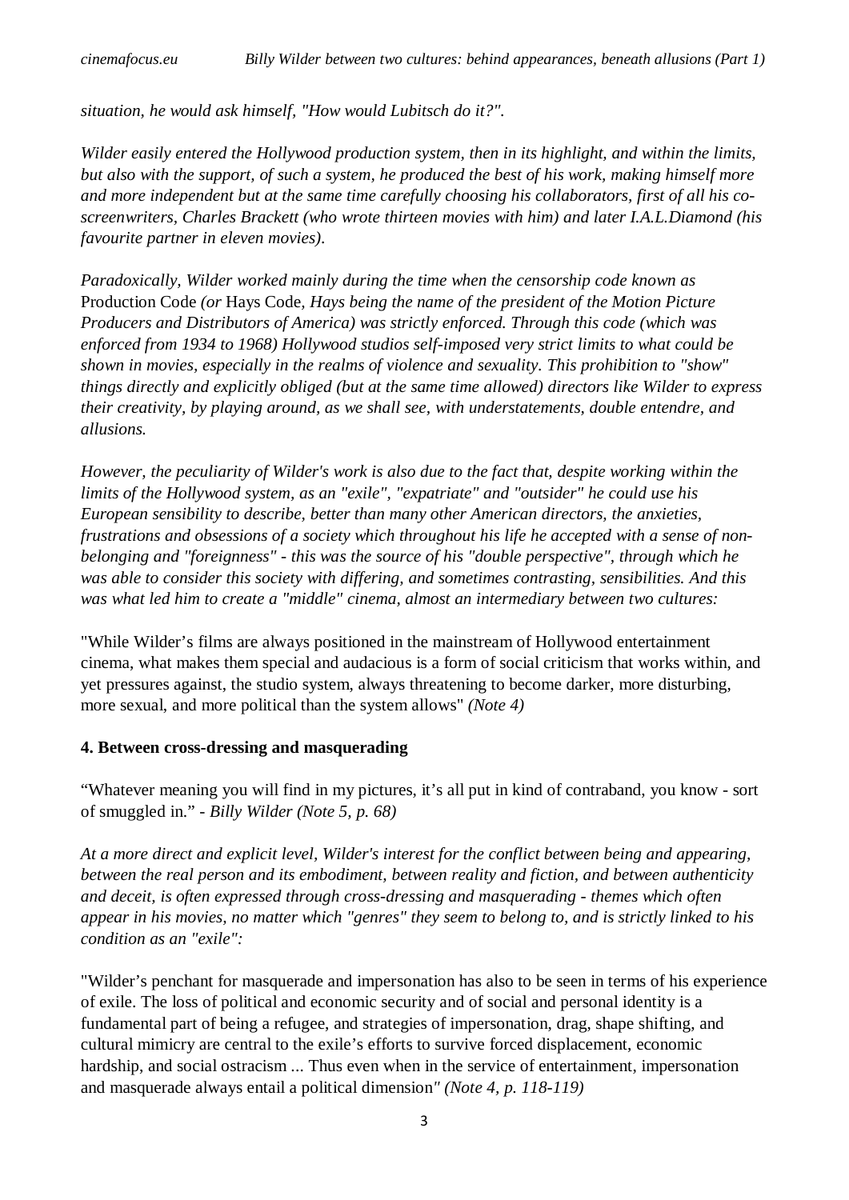*situation, he would ask himself, "How would Lubitsch do it?".*

*Wilder easily entered the Hollywood production system, then in its highlight, and within the limits, but also with the support, of such a system, he produced the best of his work, making himself more and more independent but at the same time carefully choosing his collaborators, first of all his co-screenwriters, Charles Brackett (who wrote thirteen movies with him) and later I.A.L.Diamond (his favourite partner in eleven movies).*

*Paradoxically, Wilder worked mainly during the time when the censorship code known as* Production Code *(or* Hays Code*, Hays being the name of the president of the Motion Picture Producers and Distributors of America) was strictly enforced. Through this code (which was enforced from 1934 to 1968) Hollywood studios self-imposed very strict limits to what could be shown in movies, especially in the realms of violence and sexuality. This prohibition to "show" things directly and explicitly obliged (but at the same time allowed) directors like Wilder to express their creativity, by playing around, as we shall see, with understatements, double entendre, and allusions.*

*However, the peculiarity of Wilder's work is also due to the fact that, despite working within the limits of the Hollywood system, as an "exile", "expatriate" and "outsider" he could use his European sensibility to describe, better than many other American directors, the anxieties, frustrations and obsessions of a society which throughout his life he accepted with a sense of non-belonging and "foreignness" - this was the source of his "double perspective", through which he was able to consider this society with differing, and sometimes contrasting, sensibilities. And this was what led him to create a "middle" cinema, almost an intermediary between two cultures:*

"While Wilder's films are always positioned in the mainstream of Hollywood entertainment cinema, what makes them special and audacious is a form of social criticism that works within, and yet pressures against, the studio system, always threatening to become darker, more disturbing, more sexual, and more political than the system allows" *(Note 4)*

**4. Between cross-dressing and masquerading**

"Whatever meaning you will find in my pictures, it's all put in kind of contraband, you know - sort of smuggled in." - *Billy Wilder (Note 5, p. 68)*

*At a more direct and explicit level, Wilder's interest for the conflict between being and appearing, between the real person and its embodiment, between reality and fiction, and between authenticity and deceit, is often expressed through cross-dressing and masquerading - themes which often appear in his movies, no matter which "genres" they seem to belong to, and is strictly linked to his condition as an "exile":*

"Wilder's penchant for masquerade and impersonation has also to be seen in terms of his experience of exile. The loss of political and economic security and of social and personal identity is a fundamental part of being a refugee, and strategies of impersonation, drag, shape shifting, and cultural mimicry are central to the exile's efforts to survive forced displacement, economic hardship, and social ostracism ... Thus even when in the service of entertainment, impersonation and masquerade always entail a political dimension" *(Note 4, p. 118-119)*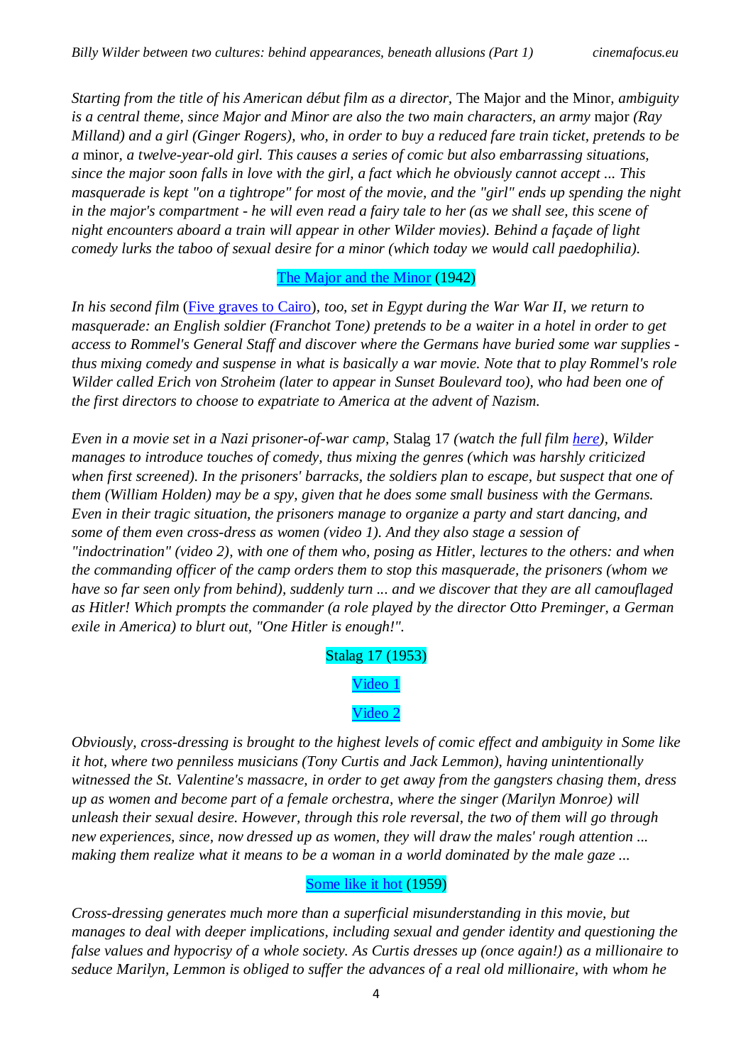*Starting from the title of his American début film as a director,* The Major and the Minor*, ambiguity is a central theme, since Major and Minor are also the two main characters, an army* major *(Ray Milland) and a girl (Ginger Rogers), who, in order to buy a reduced fare train ticket, pretends to be a* minor*, a twelve-year-old girl. This causes a series of comic but also embarrassing situations, since the major soon falls in love with the girl, a fact which he obviously cannot accept ... This masquerade is kept "on a tightrope" for most of the movie, and the "girl" ends up spending the night in the major's compartment - he will even read a fairy tale to her (as we shall see, this scene of night encounters aboard a train will appear in other Wilder movies). Behind a façade of light comedy lurks the taboo of sexual desire for a minor (which today we would call paedophilia).*

The Major and the Minor (1942)

*In his second film* (Five graves to Cairo)*, too, set in Egypt during the War War II, we return to masquerade: an English soldier (Franchot Tone) pretends to be a waiter in a hotel in order to get access to Rommel's General Staff and discover where the Germans have buried some war supplies - thus mixing comedy and suspense in what is basically a war movie. Note that to play Rommel's role Wilder called Erich von Stroheim (later to appear in Sunset Boulevard too), who had been one of the first directors to choose to expatriate to America at the advent of Nazism.*

*Even in a movie set in a Nazi prisoner-of-war camp,* Stalag 17 *(watch the full film here), Wilder manages to introduce touches of comedy, thus mixing the genres (which was harshly criticized when first screened). In the prisoners' barracks, the soldiers plan to escape, but suspect that one of them (William Holden) may be a spy, given that he does some small business with the Germans. Even in their tragic situation, the prisoners manage to organize a party and start dancing, and some of them even cross-dress as women (video 1). And they also stage a session of "indoctrination" (video 2), with one of them who, posing as Hitler, lectures to the others: and when the commanding officer of the camp orders them to stop this masquerade, the prisoners (whom we have so far seen only from behind), suddenly turn ... and we discover that they are all camouflaged as Hitler! Which prompts the commander (a role played by the director Otto Preminger, a German exile in America) to blurt out, "One Hitler is enough!".*

Stalag 17 (1953)

Video 1

Video 2

*Obviously, cross-dressing is brought to the highest levels of comic effect and ambiguity in Some like it hot, where two penniless musicians (Tony Curtis and Jack Lemmon), having unintentionally witnessed the St. Valentine's massacre, in order to get away from the gangsters chasing them, dress up as women and become part of a female orchestra, where the singer (Marilyn Monroe) will unleash their sexual desire. However, through this role reversal, the two of them will go through new experiences, since, now dressed up as women, they will draw the males' rough attention ... making them realize what it means to be a woman in a world dominated by the male gaze ...*

Some like it hot (1959)

*Cross-dressing generates much more than a superficial misunderstanding in this movie, but manages to deal with deeper implications, including sexual and gender identity and questioning the false values and hypocrisy of a whole society. As Curtis dresses up (once again!) as a millionaire to seduce Marilyn, Lemmon is obliged to suffer the advances of a real old millionaire, with whom he*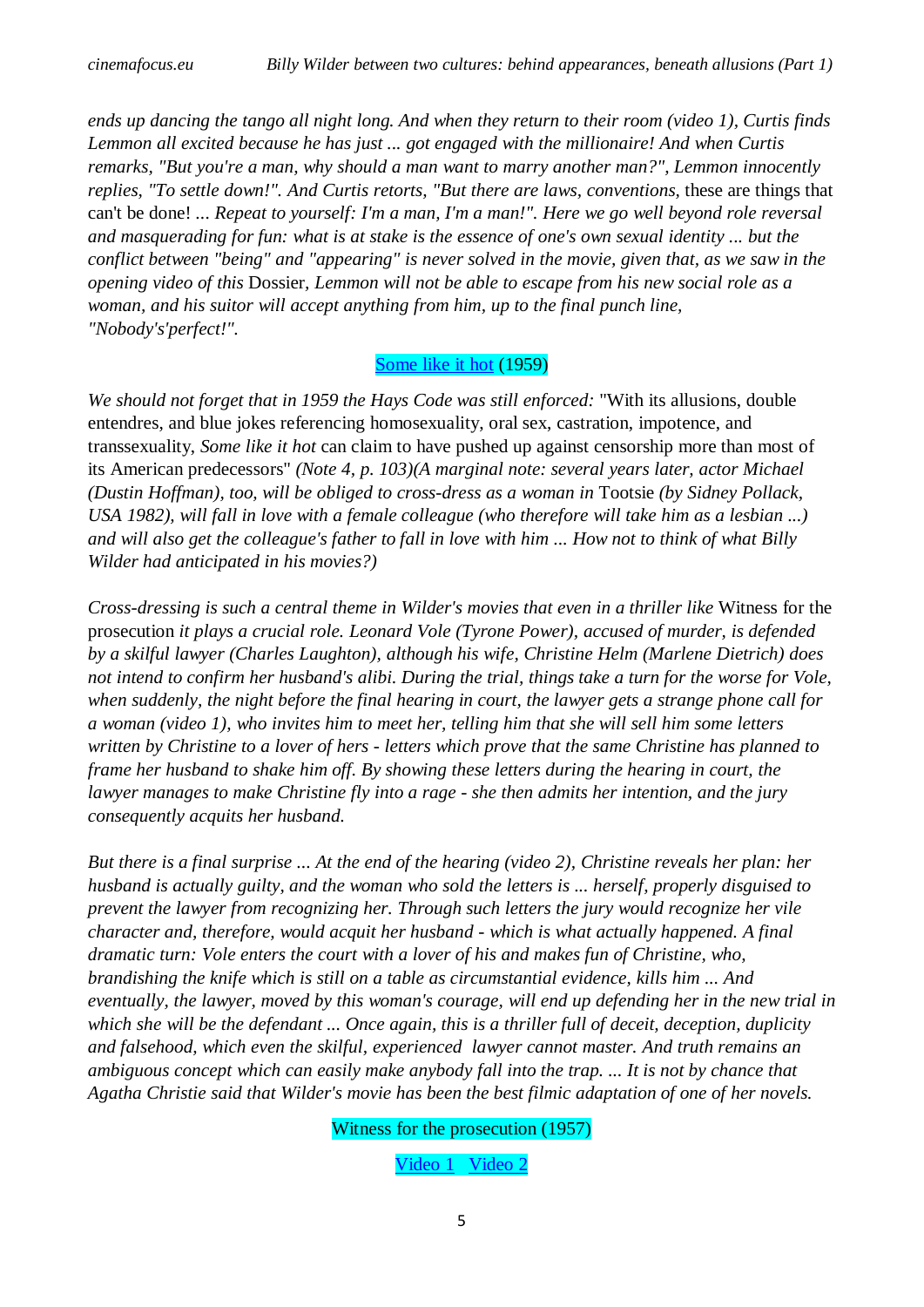*ends up dancing the tango all night long. And when they return to their room (video 1), Curtis finds Lemmon all excited because he has just ... got engaged with the millionaire! And when Curtis remarks, "But you're a man, why should a man want to marry another man?", Lemmon innocently replies, "To settle down!". And Curtis retorts, "But there are laws, conventions,* these are things that can't be done! ... *Repeat to yourself: I'm a man, I'm a man!". Here we go well beyond role reversal and masquerading for fun: what is at stake is the essence of one's own sexual identity ... but the conflict between "being" and "appearing" is never solved in the movie, given that, as we saw in the opening video of this* Dossier, *Lemmon will not be able to escape from his new social role as a woman, and his suitor will accept anything from him, up to the final punch line, "Nobody's'perfect!".*

Some like it hot (1959)

*We should not forget that in 1959 the Hays Code was still enforced:* "With its allusions, double entendres, and blue jokes referencing homosexuality, oral sex, castration, impotence, and transsexuality, *Some like it hot* can claim to have pushed up against censorship more than most of its American predecessors" *(Note 4, p. 103)(A marginal note: several years later, actor Michael (Dustin Hoffman), too, will be obliged to cross-dress as a woman in* Tootsie *(by Sidney Pollack, USA 1982), will fall in love with a female colleague (who therefore will take him as a lesbian ...) and will also get the colleague's father to fall in love with him ... How not to think of what Billy Wilder had anticipated in his movies?)*

*Cross-dressing is such a central theme in Wilder's movies that even in a thriller like* Witness for the prosecution *it plays a crucial role. Leonard Vole (Tyrone Power), accused of murder, is defended by a skilful lawyer (Charles Laughton), although his wife, Christine Helm (Marlene Dietrich) does not intend to confirm her husband's alibi. During the trial, things take a turn for the worse for Vole, when suddenly, the night before the final hearing in court, the lawyer gets a strange phone call for a woman (video 1), who invites him to meet her, telling him that she will sell him some letters written by Christine to a lover of hers - letters which prove that the same Christine has planned to frame her husband to shake him off. By showing these letters during the hearing in court, the lawyer manages to make Christine fly into a rage - she then admits her intention, and the jury consequently acquits her husband.*

*But there is a final surprise ... At the end of the hearing (video 2), Christine reveals her plan: her husband is actually guilty, and the woman who sold the letters is ... herself, properly disguised to prevent the lawyer from recognizing her. Through such letters the jury would recognize her vile character and, therefore, would acquit her husband - which is what actually happened. A final dramatic turn: Vole enters the court with a lover of his and makes fun of Christine, who, brandishing the knife which is still on a table as circumstantial evidence, kills him ... And eventually, the lawyer, moved by this woman's courage, will end up defending her in the new trial in which she will be the defendant ... Once again, this is a thriller full of deceit, deception, duplicity and falsehood, which even the skilful, experienced lawyer cannot master. And truth remains an ambiguous concept which can easily make anybody fall into the trap. ... It is not by chance that Agatha Christie said that Wilder's movie has been the best filmic adaptation of one of her novels.*

Witness for the prosecution (1957)

Video 1 Video 2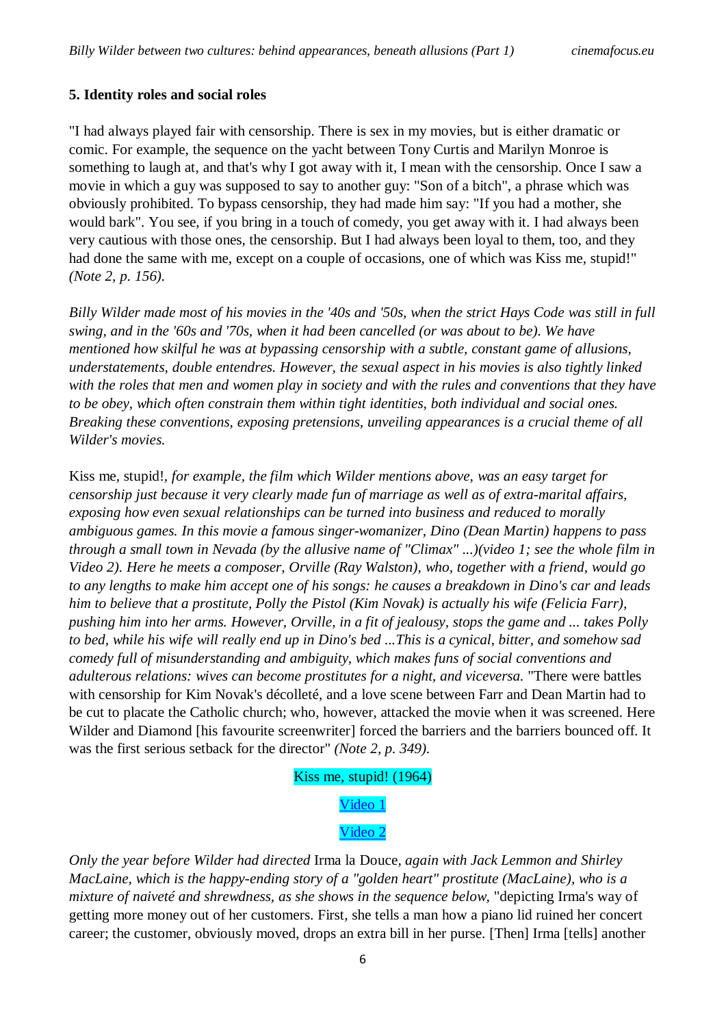**5. Identity roles and social roles**

"I had always played fair with censorship. There is sex in my movies, but is either dramatic or comic. For example, the sequence on the yacht between Tony Curtis and Marilyn Monroe is something to laugh at, and that's why I got away with it, I mean with the censorship. Once I saw a movie in which a guy was supposed to say to another guy: "Son of a bitch", a phrase which was obviously prohibited. To bypass censorship, they had made him say: "If you had a mother, she would bark". You see, if you bring in a touch of comedy, you get away with it. I had always been very cautious with those ones, the censorship. But I had always been loyal to them, too, and they had done the same with me, except on a couple of occasions, one of which was Kiss me, stupid!" *(Note 2, p. 156).*

*Billy Wilder made most of his movies in the '40s and '50s, when the strict Hays Code was still in full swing, and in the '60s and '70s, when it had been cancelled (or was about to be). We have mentioned how skilful he was at bypassing censorship with a subtle, constant game of allusions, understatements, double entendres. However, the sexual aspect in his movies is also tightly linked with the roles that men and women play in society and with the rules and conventions that they have to be obey, which often constrain them within tight identities, both individual and social ones. Breaking these conventions, exposing pretensions, unveiling appearances is a crucial theme of all Wilder's movies.*

Kiss me, stupid!*, for example, the film which Wilder mentions above, was an easy target for censorship just because it very clearly made fun of marriage as well as of extra-marital affairs, exposing how even sexual relationships can be turned into business and reduced to morally ambiguous games. In this movie a famous singer-womanizer, Dino (Dean Martin) happens to pass through a small town in Nevada (by the allusive name of "Climax" ...)(video 1; see the whole film in Video 2). Here he meets a composer, Orville (Ray Walston), who, together with a friend, would go to any lengths to make him accept one of his songs: he causes a breakdown in Dino's car and leads him to believe that a prostitute, Polly the Pistol (Kim Novak) is actually his wife (Felicia Farr), pushing him into her arms. However, Orville, in a fit of jealousy, stops the game and ... takes Polly to bed, while his wife will really end up in Dino's bed ...This is a cynical, bitter, and somehow sad comedy full of misunderstanding and ambiguity, which makes funs of social conventions and adulterous relations: wives can become prostitutes for a night, and viceversa.* "There were battles with censorship for Kim Novak's décolleté, and a love scene between Farr and Dean Martin had to be cut to placate the Catholic church; who, however, attacked the movie when it was screened. Here Wilder and Diamond [his favourite screenwriter] forced the barriers and the barriers bounced off. It was the first serious setback for the director" *(Note 2, p. 349).*

Kiss me, stupid! (1964)

Video 1

Video 2

*Only the year before Wilder had directed* Irma la Douce*, again with Jack Lemmon and Shirley MacLaine, which is the happy-ending story of a "golden heart" prostitute (MacLaine), who is a mixture of naiveté and shrewdness, as she shows in the sequence below,* "depicting Irma's way of getting more money out of her customers. First, she tells a man how a piano lid ruined her concert career; the customer, obviously moved, drops an extra bill in her purse. [Then] Irma [tells] another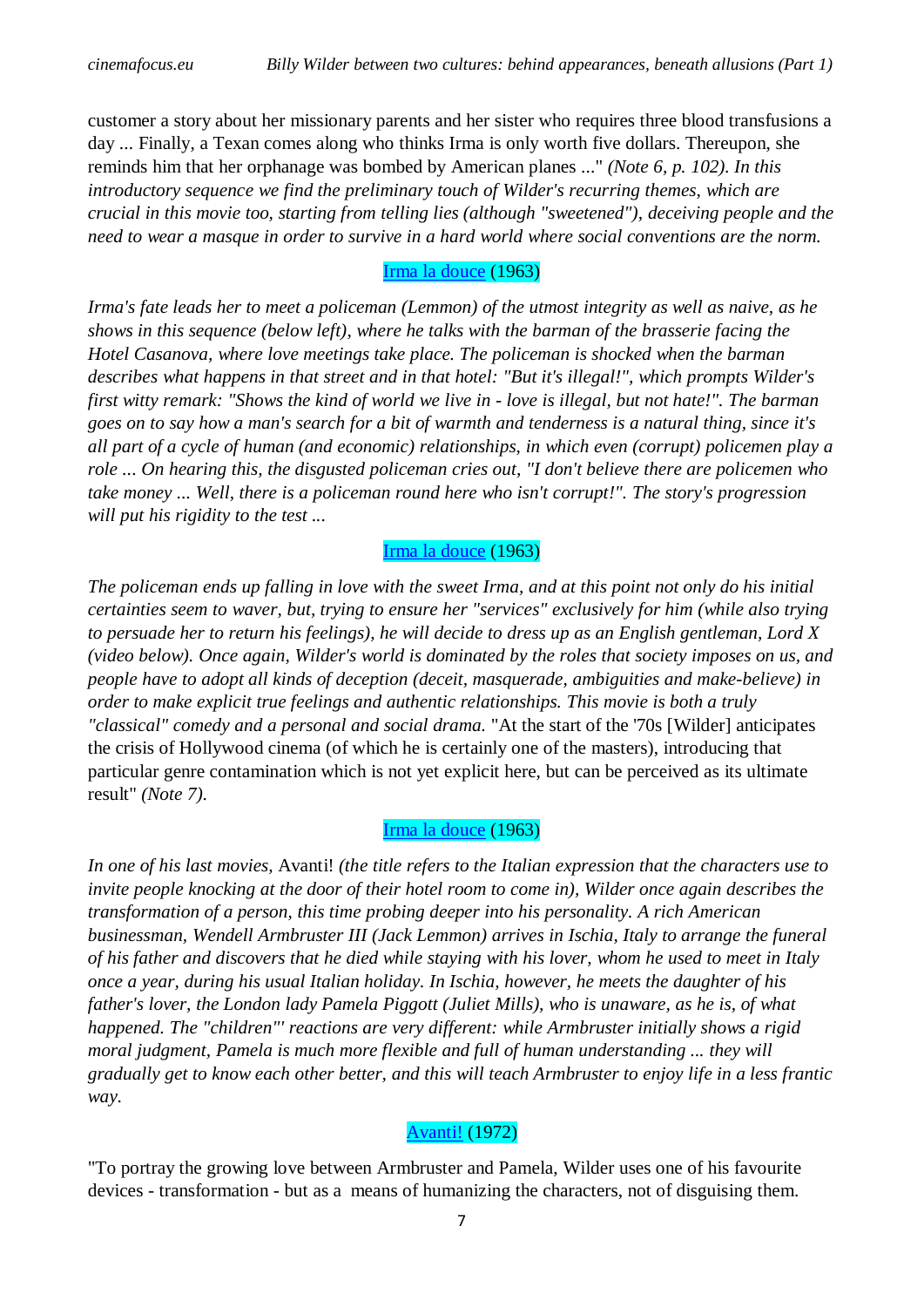customer a story about her missionary parents and her sister who requires three blood transfusions a day ... Finally, a Texan comes along who thinks Irma is only worth five dollars. Thereupon, she reminds him that her orphanage was bombed by American planes ..." *(Note 6, p. 102). In this introductory sequence we find the preliminary touch of Wilder's recurring themes, which are crucial in this movie too, starting from telling lies (although "sweetened"), deceiving people and the need to wear a masque in order to survive in a hard world where social conventions are the norm.*

Irma la douce (1963)

*Irma's fate leads her to meet a policeman (Lemmon) of the utmost integrity as well as naive, as he shows in this sequence (below left), where he talks with the barman of the brasserie facing the Hotel Casanova, where love meetings take place. The policeman is shocked when the barman describes what happens in that street and in that hotel: "But it's illegal!", which prompts Wilder's first witty remark: "Shows the kind of world we live in - love is illegal, but not hate!". The barman goes on to say how a man's search for a bit of warmth and tenderness is a natural thing, since it's all part of a cycle of human (and economic) relationships, in which even (corrupt) policemen play a role ... On hearing this, the disgusted policeman cries out, "I don't believe there are policemen who take money ... Well, there is a policeman round here who isn't corrupt!". The story's progression will put his rigidity to the test ...*

Irma la douce (1963)

*The policeman ends up falling in love with the sweet Irma, and at this point not only do his initial certainties seem to waver, but, trying to ensure her "services" exclusively for him (while also trying to persuade her to return his feelings), he will decide to dress up as an English gentleman, Lord X (video below). Once again, Wilder's world is dominated by the roles that society imposes on us, and people have to adopt all kinds of deception (deceit, masquerade, ambiguities and make-believe) in order to make explicit true feelings and authentic relationships. This movie is both a truly "classical" comedy and a personal and social drama.* "At the start of the '70s [Wilder] anticipates the crisis of Hollywood cinema (of which he is certainly one of the masters), introducing that particular genre contamination which is not yet explicit here, but can be perceived as its ultimate result" *(Note 7).*

Irma la douce (1963)

*In one of his last movies,* Avanti! *(the title refers to the Italian expression that the characters use to invite people knocking at the door of their hotel room to come in), Wilder once again describes the transformation of a person, this time probing deeper into his personality. A rich American businessman, Wendell Armbruster III (Jack Lemmon) arrives in Ischia, Italy to arrange the funeral of his father and discovers that he died while staying with his lover, whom he used to meet in Italy once a year, during his usual Italian holiday. In Ischia, however, he meets the daughter of his father's lover, the London lady Pamela Piggott (Juliet Mills), who is unaware, as he is, of what happened. The "children"' reactions are very different: while Armbruster initially shows a rigid moral judgment, Pamela is much more flexible and full of human understanding ... they will gradually get to know each other better, and this will teach Armbruster to enjoy life in a less frantic way.*

Avanti! (1972)

"To portray the growing love between Armbruster and Pamela, Wilder uses one of his favourite devices - transformation - but as a means of humanizing the characters, not of disguising them.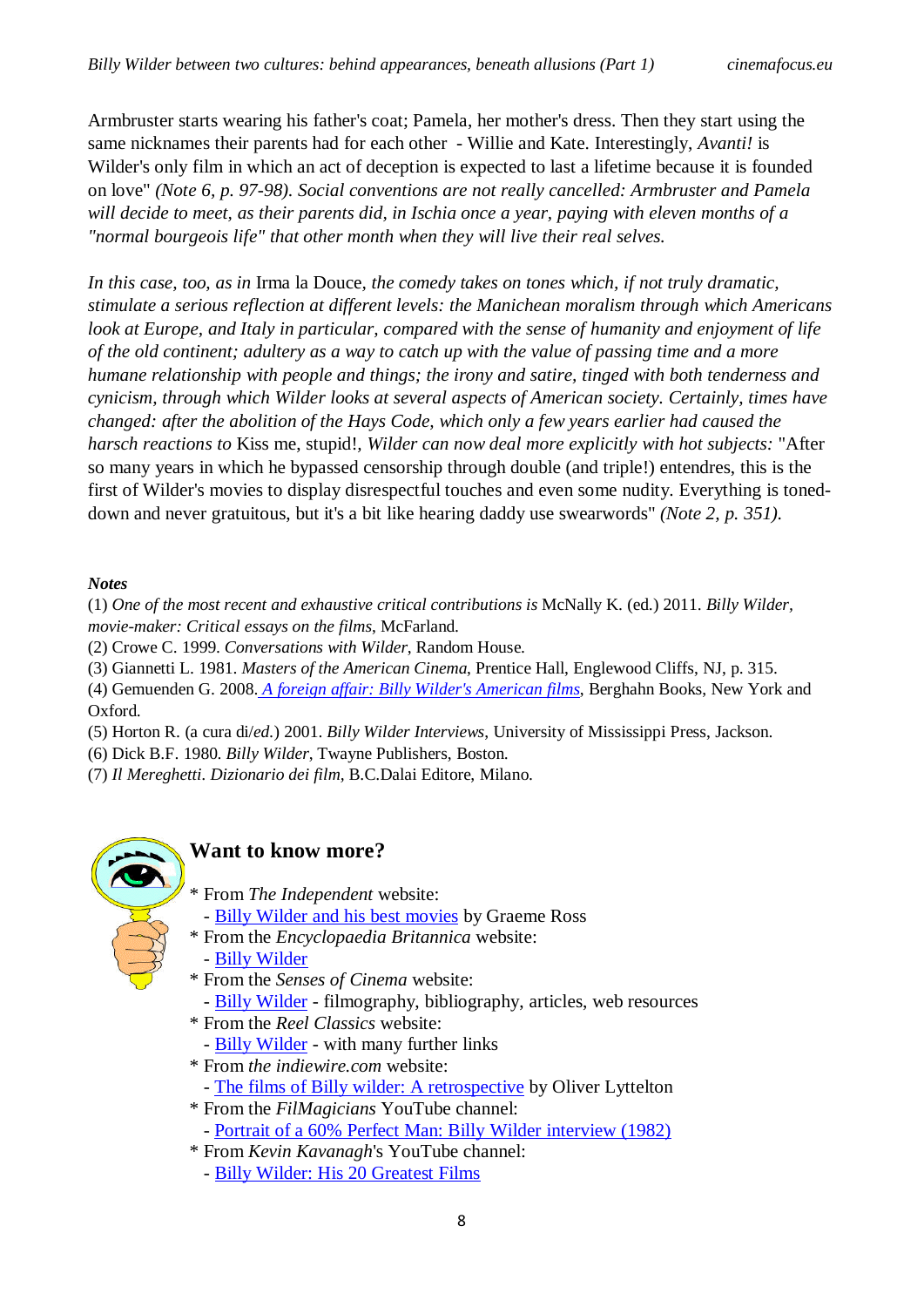Armbruster starts wearing his father's coat; Pamela, her mother's dress. Then they start using the same nicknames their parents had for each other - Willie and Kate. Interestingly, *Avanti!* is Wilder's only film in which an act of deception is expected to last a lifetime because it is founded on love" *(Note 6, p. 97-98). Social conventions are not really cancelled: Armbruster and Pamela will decide to meet, as their parents did, in Ischia once a year, paying with eleven months of a "normal bourgeois life" that other month when they will live their real selves.*

*In this case, too, as in* Irma la Douce, *the comedy takes on tones which, if not truly dramatic, stimulate a serious reflection at different levels: the Manichean moralism through which Americans look at Europe, and Italy in particular, compared with the sense of humanity and enjoyment of life of the old continent; adultery as a way to catch up with the value of passing time and a more humane relationship with people and things; the irony and satire, tinged with both tenderness and cynicism, through which Wilder looks at several aspects of American society. Certainly, times have changed: after the abolition of the Hays Code, which only a few years earlier had caused the harsch reactions to* Kiss me, stupid!, *Wilder can now deal more explicitly with hot subjects:* "After so many years in which he bypassed censorship through double (and triple!) entendres, this is the first of Wilder's movies to display disrespectful touches and even some nudity. Everything is toned-down and never gratuitous, but it's a bit like hearing daddy use swearwords" *(Note 2, p. 351).*

***Notes***

(1) *One of the most recent and exhaustive critical contributions is* McNally K. (ed.) 2011. *Billy Wilder, movie-maker: Critical essays on the films*, McFarland.
(2) Crowe C. 1999. *Conversations with Wilder*, Random House.
(3) Giannetti L. 1981. *Masters of the American Cinema*, Prentice Hall, Englewood Cliffs, NJ, p. 315.
(4) Gemuenden G. 2008. *A foreign affair: Billy Wilder's American films*, Berghahn Books, New York and Oxford.
(5) Horton R. (a cura di/*ed.*) 2001. *Billy Wilder Interviews*, University of Mississippi Press, Jackson.
(6) Dick B.F. 1980. *Billy Wilder*, Twayne Publishers, Boston.
(7) *Il Mereghetti. Dizionario dei film*, B.C.Dalai Editore, Milano.

## Want to know more?

\* From *The Independent* website:
  - Billy Wilder and his best movies by Graeme Ross
\* From the *Encyclopaedia Britannica* website:
  - Billy Wilder
\* From the *Senses of Cinema* website:
  - Billy Wilder - filmography, bibliography, articles, web resources
\* From the *Reel Classics* website:
  - Billy Wilder - with many further links
\* From *the indiewire.com* website:
  - The films of Billy wilder: A retrospective by Oliver Lyttelton
\* From the *FilMagicians* YouTube channel:
  - Portrait of a 60% Perfect Man: Billy Wilder interview (1982)
\* From *Kevin Kavanagh*'s YouTube channel:
  - Billy Wilder: His 20 Greatest Films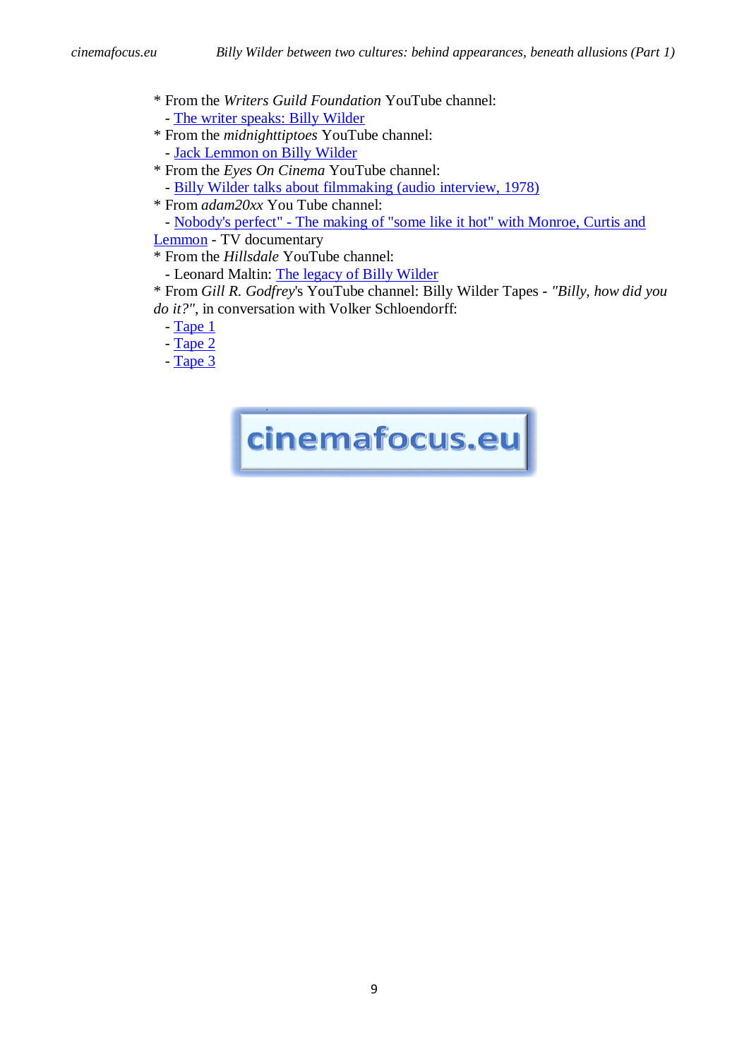* From the *Writers Guild Foundation* YouTube channel:
  - The writer speaks: Billy Wilder
* From the *midnighttiptoes* YouTube channel:
  - Jack Lemmon on Billy Wilder
* From the *Eyes On Cinema* YouTube channel:
  - Billy Wilder talks about filmmaking (audio interview, 1978)
* From *adam20xx* You Tube channel:
  - Nobody's perfect" - The making of "some like it hot" with Monroe, Curtis and Lemmon - TV documentary
* From the *Hillsdale* YouTube channel:
  - Leonard Maltin: The legacy of Billy Wilder
* From *Gill R. Godfrey*'s YouTube channel: Billy Wilder Tapes - *"Billy, how did you do it?"*, in conversation with Volker Schloendorff:
  - Tape 1
  - Tape 2
  - Tape 3

cinemafocus.eu